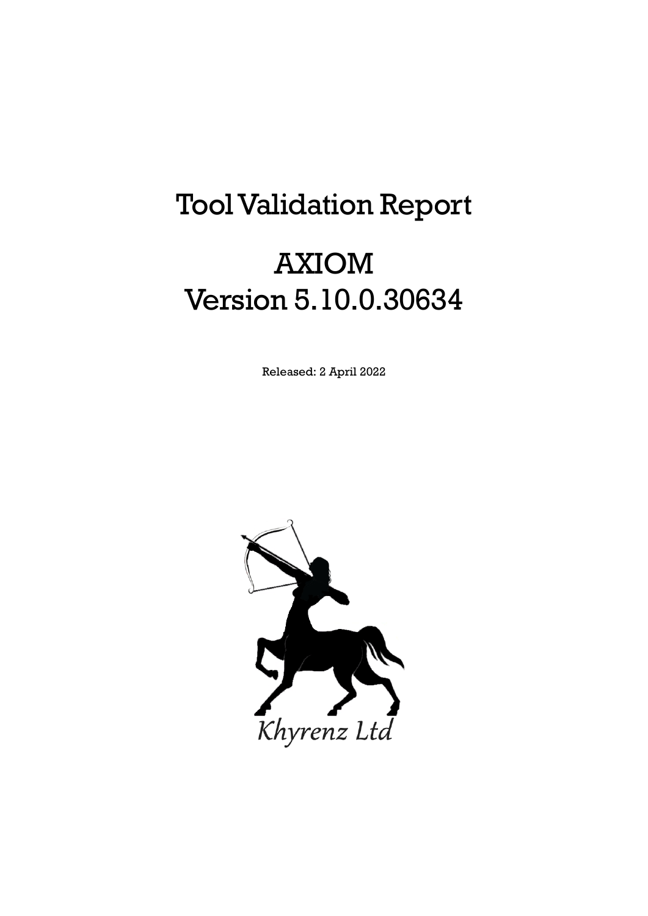# Tool Validation Report

# AXIOM
# Version 5.10.0.30634

Released: 2 April 2022

*Khyrenz Ltd*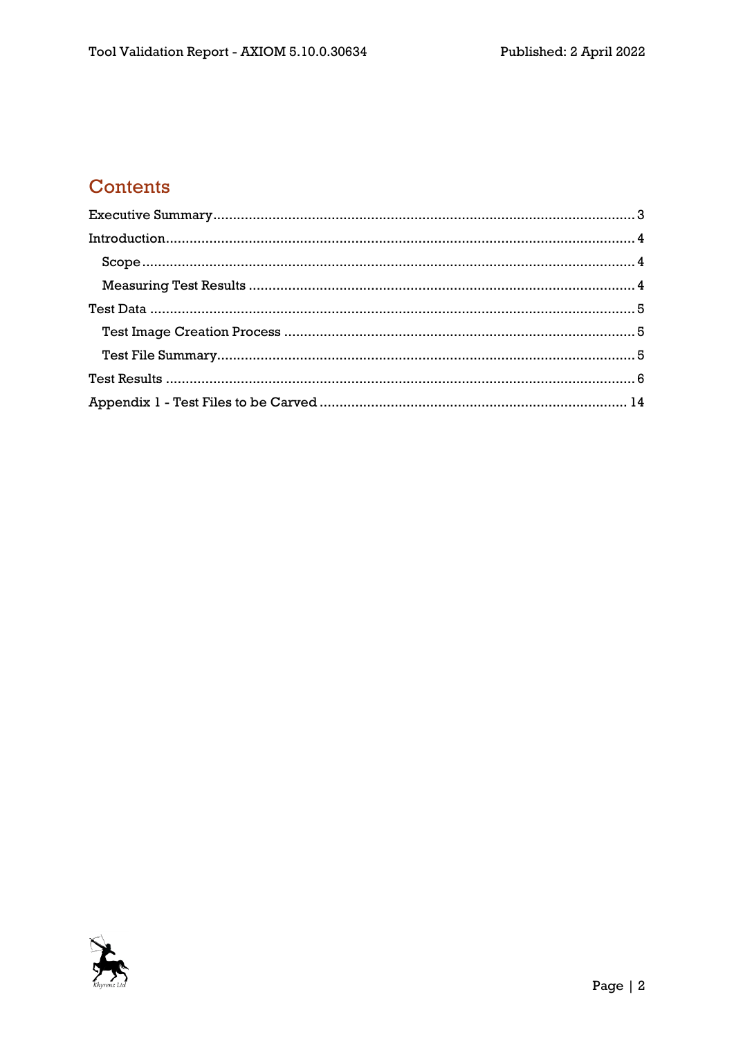# Contents

- Executive Summary ... 3
- Introduction ... 4
  - Scope ... 4
  - Measuring Test Results ... 4
- Test Data ... 5
  - Test Image Creation Process ... 5
  - Test File Summary ... 5
- Test Results ... 6
- Appendix 1 - Test Files to be Carved ... 14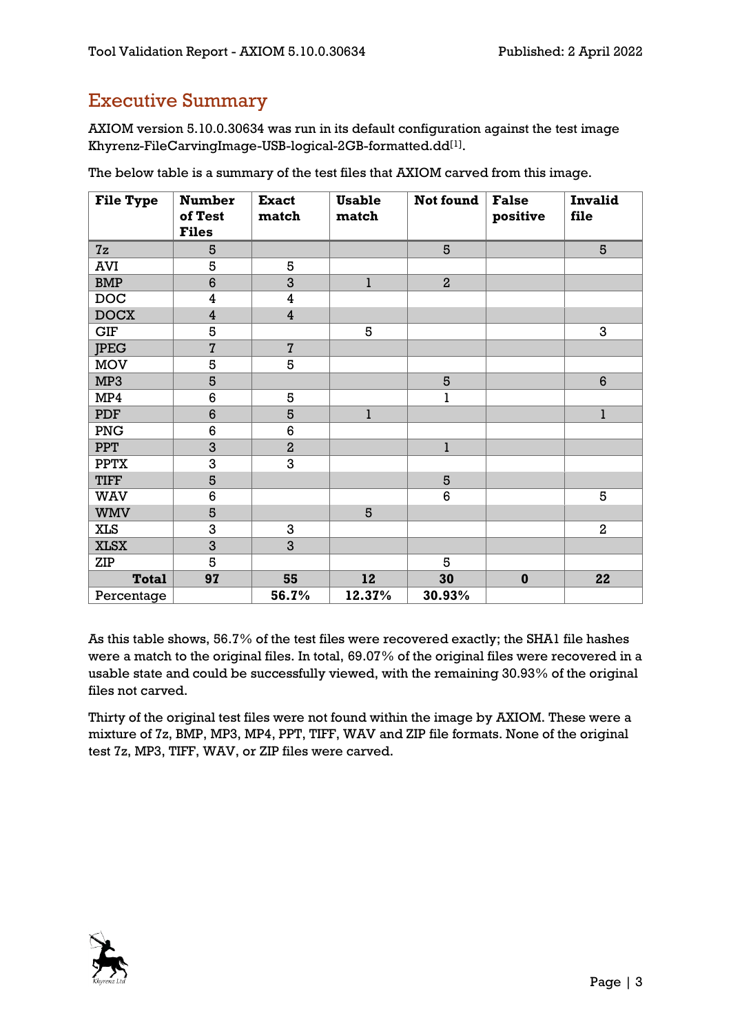# Executive Summary

AXIOM version 5.10.0.30634 was run in its default configuration against the test image Khyrenz-FileCarvingImage-USB-logical-2GB-formatted.dd[1].

The below table is a summary of the test files that AXIOM carved from this image.

| File Type | Number of Test Files | Exact match | Usable match | Not found | False positive | Invalid file |
|---|---|---|---|---|---|---|
| 7z | 5 | | | 5 | | 5 |
| AVI | 5 | 5 | | | | |
| BMP | 6 | 3 | 1 | 2 | | |
| DOC | 4 | 4 | | | | |
| DOCX | 4 | 4 | | | | |
| GIF | 5 | | 5 | | | 3 |
| JPEG | 7 | 7 | | | | |
| MOV | 5 | 5 | | | | |
| MP3 | 5 | | | 5 | | 6 |
| MP4 | 6 | 5 | | 1 | | |
| PDF | 6 | 5 | 1 | | | 1 |
| PNG | 6 | 6 | | | | |
| PPT | 3 | 2 | | 1 | | |
| PPTX | 3 | 3 | | | | |
| TIFF | 5 | | | 5 | | |
| WAV | 6 | | | 6 | | 5 |
| WMV | 5 | | 5 | | | |
| XLS | 3 | 3 | | | | 2 |
| XLSX | 3 | 3 | | | | |
| ZIP | 5 | | | 5 | | |
| **Total** | **97** | **55** | **12** | **30** | **0** | **22** |
| Percentage | | **56.7%** | **12.37%** | **30.93%** | | |

As this table shows, 56.7% of the test files were recovered exactly; the SHA1 file hashes were a match to the original files. In total, 69.07% of the original files were recovered in a usable state and could be successfully viewed, with the remaining 30.93% of the original files not carved.

Thirty of the original test files were not found within the image by AXIOM. These were a mixture of 7z, BMP, MP3, MP4, PPT, TIFF, WAV and ZIP file formats. None of the original test 7z, MP3, TIFF, WAV, or ZIP files were carved.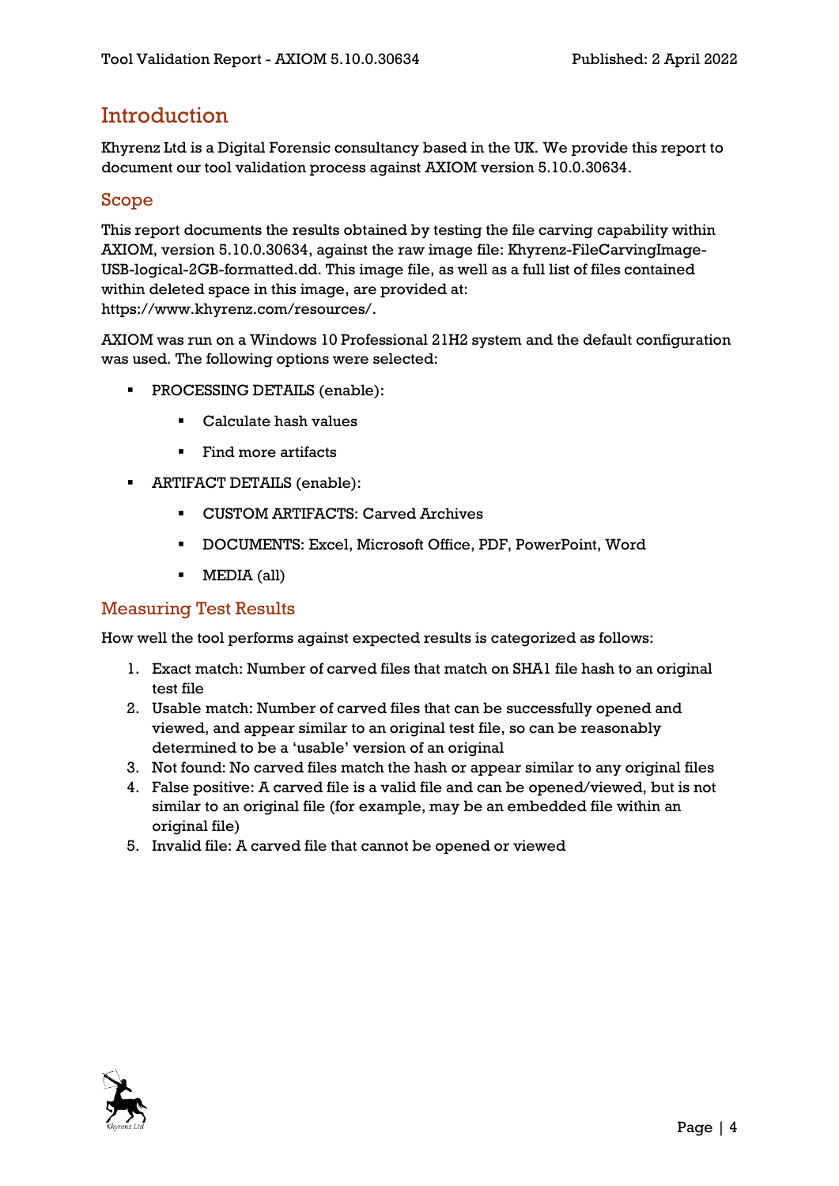# Introduction

Khyrenz Ltd is a Digital Forensic consultancy based in the UK. We provide this report to document our tool validation process against AXIOM version 5.10.0.30634.

## Scope

This report documents the results obtained by testing the file carving capability within AXIOM, version 5.10.0.30634, against the raw image file: Khyrenz-FileCarvingImage-USB-logical-2GB-formatted.dd. This image file, as well as a full list of files contained within deleted space in this image, are provided at: https://www.khyrenz.com/resources/.

AXIOM was run on a Windows 10 Professional 21H2 system and the default configuration was used. The following options were selected:

- PROCESSING DETAILS (enable):
  - Calculate hash values
  - Find more artifacts
- ARTIFACT DETAILS (enable):
  - CUSTOM ARTIFACTS: Carved Archives
  - DOCUMENTS: Excel, Microsoft Office, PDF, PowerPoint, Word
  - MEDIA (all)

## Measuring Test Results

How well the tool performs against expected results is categorized as follows:

1. Exact match: Number of carved files that match on SHA1 file hash to an original test file
2. Usable match: Number of carved files that can be successfully opened and viewed, and appear similar to an original test file, so can be reasonably determined to be a 'usable' version of an original
3. Not found: No carved files match the hash or appear similar to any original files
4. False positive: A carved file is a valid file and can be opened/viewed, but is not similar to an original file (for example, may be an embedded file within an original file)
5. Invalid file: A carved file that cannot be opened or viewed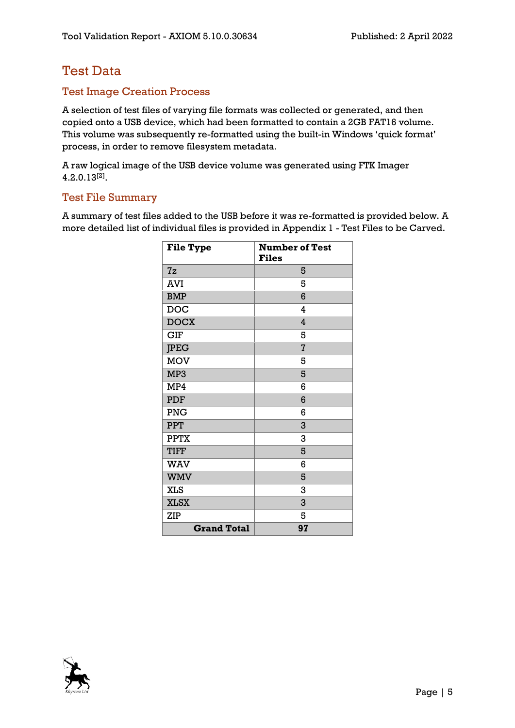# Test Data

## Test Image Creation Process

A selection of test files of varying file formats was collected or generated, and then copied onto a USB device, which had been formatted to contain a 2GB FAT16 volume. This volume was subsequently re-formatted using the built-in Windows 'quick format' process, in order to remove filesystem metadata.

A raw logical image of the USB device volume was generated using FTK Imager 4.2.0.13[2].

## Test File Summary

A summary of test files added to the USB before it was re-formatted is provided below. A more detailed list of individual files is provided in Appendix 1 - Test Files to be Carved.

| File Type | Number of Test Files |
|---|---|
| 7z | 5 |
| AVI | 5 |
| BMP | 6 |
| DOC | 4 |
| DOCX | 4 |
| GIF | 5 |
| JPEG | 7 |
| MOV | 5 |
| MP3 | 5 |
| MP4 | 6 |
| PDF | 6 |
| PNG | 6 |
| PPT | 3 |
| PPTX | 3 |
| TIFF | 5 |
| WAV | 6 |
| WMV | 5 |
| XLS | 3 |
| XLSX | 3 |
| ZIP | 5 |
| **Grand Total** | **97** |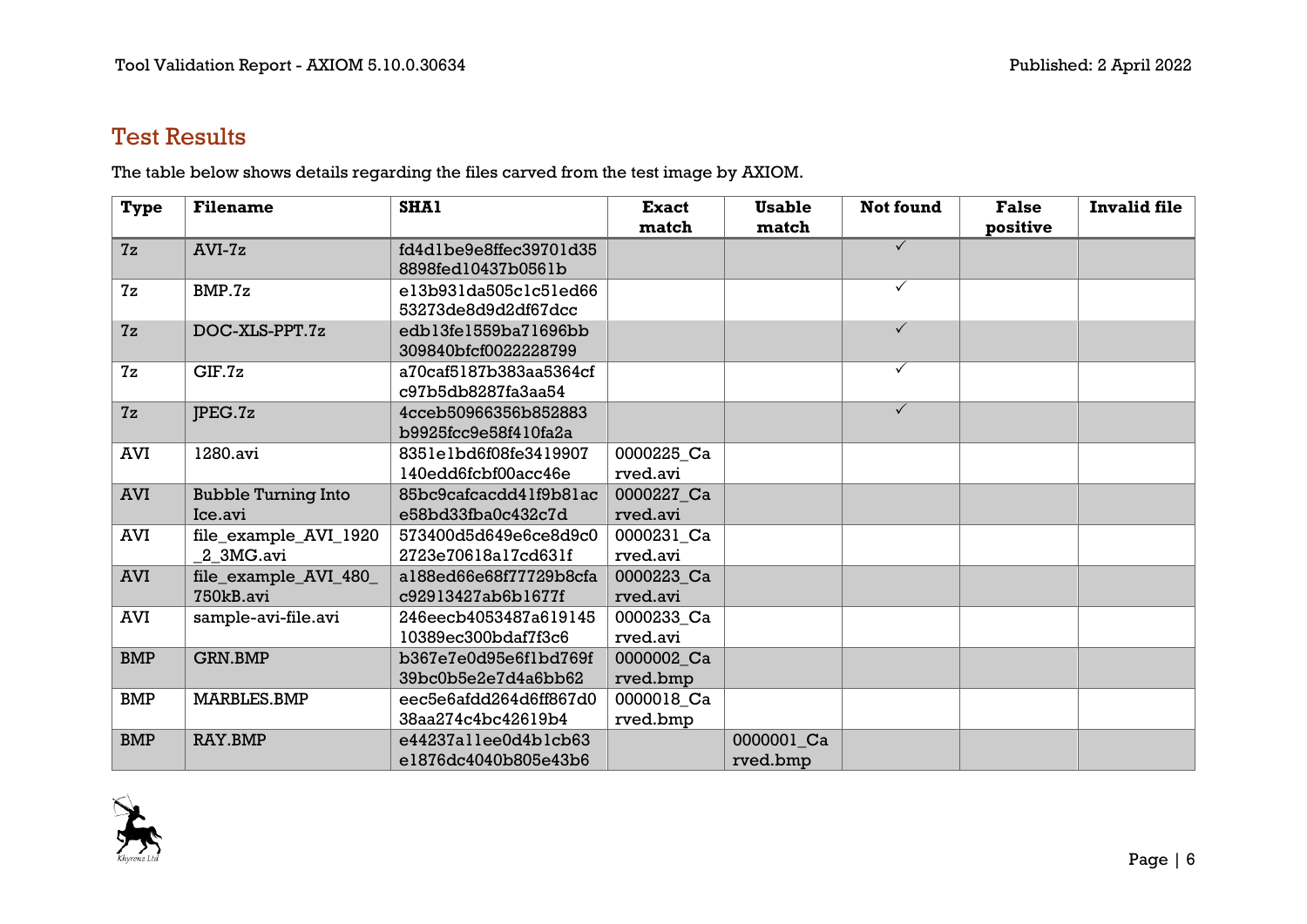## Test Results

The table below shows details regarding the files carved from the test image by AXIOM.

| Type | Filename | SHA1 | Exact match | Usable match | Not found | False positive | Invalid file |
|---|---|---|---|---|---|---|---|
| 7z | AVI-7z | fd4d1be9e8ffec39701d358898fed10437b0561b | | | ✓ | | |
| 7z | BMP.7z | e13b931da505c1c51ed6653273de8d9d2df67dcc | | | ✓ | | |
| 7z | DOC-XLS-PPT.7z | edb13fe1559ba71696bb309840bfcf0022228799 | | | ✓ | | |
| 7z | GIF.7z | a70caf5187b383aa5364cfc97b5db8287fa3aa54 | | | ✓ | | |
| 7z | JPEG.7z | 4cceb50966356b852883b9925fcc9e58f410fa2a | | | ✓ | | |
| AVI | 1280.avi | 8351e1bd6f08fe3419907140edd6fcbf00acc46e | 0000225_Carved.avi | | | | |
| AVI | Bubble Turning Into Ice.avi | 85bc9cafcacdd41f9b81ace58bd33fba0c432c7d | 0000227_Carved.avi | | | | |
| AVI | file_example_AVI_1920_2_3MG.avi | 573400d5d649e6ce8d9c02723e70618a17cd631f | 0000231_Carved.avi | | | | |
| AVI | file_example_AVI_480_750kB.avi | a188ed66e68f77729b8cfac92913427ab6b1677f | 0000223_Carved.avi | | | | |
| AVI | sample-avi-file.avi | 246eecb4053487a61914510389ec300bdaf7f3c6 | 0000233_Carved.avi | | | | |
| BMP | GRN.BMP | b367e7e0d95e6f1bd769f39bc0b5e2e7d4a6bb62 | 0000002_Carved.bmp | | | | |
| BMP | MARBLES.BMP | eec5e6afdd264d6ff867d038aa274c4bc42619b4 | 0000018_Carved.bmp | | | | |
| BMP | RAY.BMP | e44237a11ee0d4b1cb63e1876dc4040b805e43b6 | | 0000001_Carved.bmp | | | |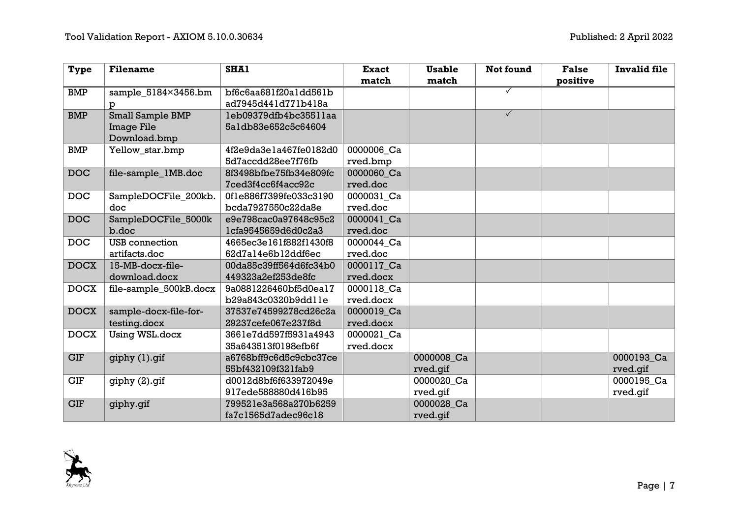| Type | Filename | SHA1 | Exact match | Usable match | Not found | False positive | Invalid file |
|---|---|---|---|---|---|---|---|
| BMP | sample_5184×3456.bmp | bf6c6aa681f20a1dd561bad7945d441d771b418a | | | ✓ | | |
| BMP | Small Sample BMP Image File Download.bmp | 1eb09379dfb4bc35511aa5a1db83e652c5c64604 | | | ✓ | | |
| BMP | Yellow_star.bmp | 4f2e9da3e1a467fe0182d05d7accdd28ee7f76fb | 0000006_Carved.bmp | | | | |
| DOC | file-sample_1MB.doc | 8f3498bfbe75fb34e809fc7ced3f4cc6f4acc92c | 0000060_Carved.doc | | | | |
| DOC | SampleDOCFile_200kb.doc | 0f1e886f7399fe033c3190bcda7927550c22da8e | 0000031_Carved.doc | | | | |
| DOC | SampleDOCFile_5000kb.doc | e9e798cac0a97648c95c21cfa9545659d6d0c2a3 | 0000041_Carved.doc | | | | |
| DOC | USB connection artifacts.doc | 4665ec3e161f882f1430f862d7a14e6b12ddf6ec | 0000044_Carved.doc | | | | |
| DOCX | 15-MB-docx-file-download.docx | 00da85c39ff564d6fc34b0449323a2ef253de8fc | 0000117_Carved.docx | | | | |
| DOCX | file-sample_500kB.docx | 9a0881226460bf5d0ea17b29a843c0320b9dd11e | 0000118_Carved.docx | | | | |
| DOCX | sample-docx-file-for-testing.docx | 37537e74599278cd26c2a29237cefe067e237f8d | 0000019_Carved.docx | | | | |
| DOCX | Using WSL.docx | 3661e7dd597f5931a494335a643513f0198efb6f | 0000021_Carved.docx | | | | |
| GIF | giphy (1).gif | a6768bff9c6d5c9cbc37ce55bf432109f321fab9 | | 0000008_Carved.gif | | | 0000193_Carved.gif |
| GIF | giphy (2).gif | d0012d8bf6f633972049e917ede588880d416b95 | | 0000020_Carved.gif | | | 0000195_Carved.gif |
| GIF | giphy.gif | 799521e3a568a270b6259fa7c1565d7adec96c18 | | 0000028_Carved.gif | | | |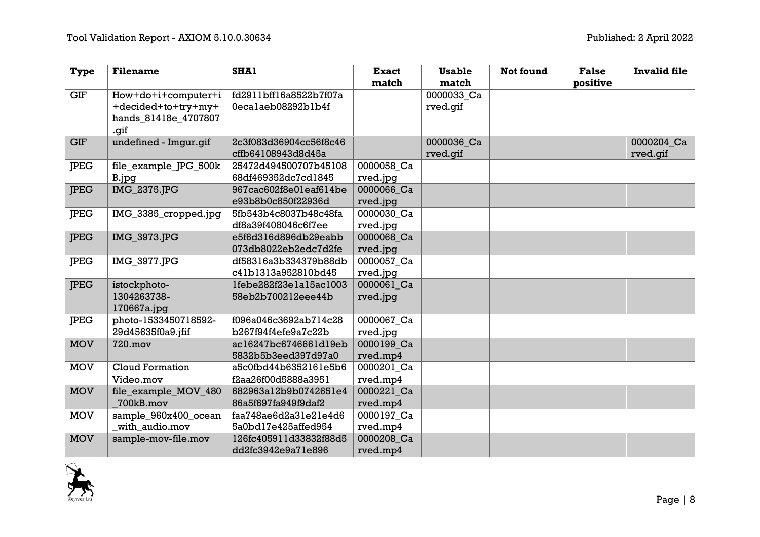| Type | Filename | SHA1 | Exact match | Usable match | Not found | False positive | Invalid file |
|---|---|---|---|---|---|---|---|
| GIF | How+do+i+computer+i+decided+to+try+my+hands_81418e_4707807.gif | fd2911bff16a8522b7f07a0eca1aeb08292b1b4f | | 0000033_Carved.gif | | | |
| GIF | undefined - Imgur.gif | 2c3f083d36904cc56f8c46cffb64108943d8d45a | | 0000036_Carved.gif | | | 0000204_Carved.gif |
| JPEG | file_example_JPG_500kB.jpg | 25472d494500707b45108 68df469352dc7cd1845 | 0000058_Carved.jpg | | | | |
| JPEG | IMG_2375.JPG | 967cac602f8e01eaf614bee93b8b0c850f22936d | 0000066_Carved.jpg | | | | |
| JPEG | IMG_3385_cropped.jpg | 5fb543b4c8037b48c48fadf8a39f408046c6f7ee | 0000030_Carved.jpg | | | | |
| JPEG | IMG_3973.JPG | e5f6d316d896db29eabb073db8022eb2edc7d2fe | 0000068_Carved.jpg | | | | |
| JPEG | IMG_3977.JPG | df58316a3b334379b88dbc41b1313a952810bd45 | 0000057_Carved.jpg | | | | |
| JPEG | istockphoto-1304263738-170667a.jpg | 1febe282f23e1a15ac100358eb2b700212eee44b | 0000061_Carved.jpg | | | | |
| JPEG | photo-1533450718592-29d45635f0a9.jfif | f096a046c3692ab714c28b267f94f4efe9a7c22b | 0000067_Carved.jpg | | | | |
| MOV | 720.mov | ac16247bc6746661d19eb5832b5b3eed397d97a0 | 0000199_Carved.mp4 | | | | |
| MOV | Cloud Formation Video.mov | a5c0fbd44b6352161e5b6f2aa26f00d5888a3951 | 0000201_Carved.mp4 | | | | |
| MOV | file_example_MOV_480_700kB.mov | 682963a12b9b0742651e486a5f697fa949f9daf2 | 0000221_Carved.mp4 | | | | |
| MOV | sample_960x400_ocean_with_audio.mov | faa748ae6d2a31e21e4d65a0bd17e425affed954 | 0000197_Carved.mp4 | | | | |
| MOV | sample-mov-file.mov | 126fc405911d33832f88d5dd2fc3942e9a71e896 | 0000208_Carved.mp4 | | | | |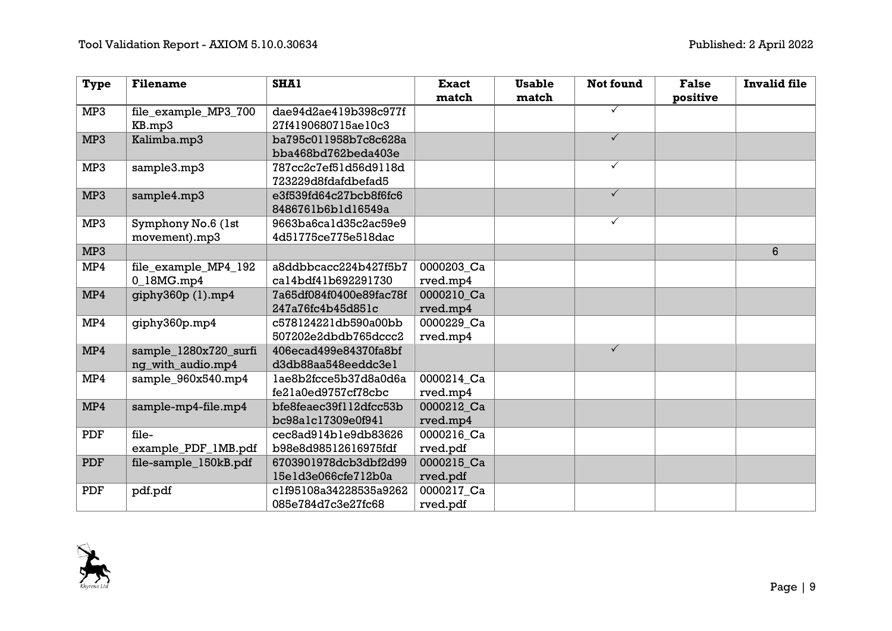| Type | Filename | SHA1 | Exact match | Usable match | Not found | False positive | Invalid file |
|---|---|---|---|---|---|---|---|
| MP3 | file_example_MP3_700KB.mp3 | dae94d2ae419b398c977f27f4190680715ae10c3 | | | ✓ | | |
| MP3 | Kalimba.mp3 | ba795c011958b7c8c628abba468bd762beda403e | | | ✓ | | |
| MP3 | sample3.mp3 | 787cc2c7ef51d56d9118d723229d8fdafdbefad5 | | | ✓ | | |
| MP3 | sample4.mp3 | e3f539fd64c27bcb8f6fc68486761b6b1d16549a | | | ✓ | | |
| MP3 | Symphony No.6 (1st movement).mp3 | 9663ba6ca1d35c2ac59e94d51775ce775e518dac | | | ✓ | | |
| MP3 | | | | | | | 6 |
| MP4 | file_example_MP4_1920_18MG.mp4 | a8ddbbcacc224b427f5b7ca14bdf41b692291730 | 0000203_Carved.mp4 | | | | |
| MP4 | giphy360p (1).mp4 | 7a65df084f0400e89fac78f247a76fc4b45d851c | 0000210_Carved.mp4 | | | | |
| MP4 | giphy360p.mp4 | c578124221db590a00bb507202e2dbdb765dccc2 | 0000229_Carved.mp4 | | | | |
| MP4 | sample_1280x720_surfing_with_audio.mp4 | 406ecad499e84370fa8bfd3db88aa548eeddc3e1 | | | ✓ | | |
| MP4 | sample_960x540.mp4 | 1ae8b2fcce5b37d8a0d6afe21a0ed9757cf78cbc | 0000214_Carved.mp4 | | | | |
| MP4 | sample-mp4-file.mp4 | bfe8feaec39f112dfcc53bbc98a1c17309e0f941 | 0000212_Carved.mp4 | | | | |
| PDF | file-example_PDF_1MB.pdf | cec8ad914b1e9db83626b98e8d98512616975fdf | 0000216_Carved.pdf | | | | |
| PDF | file-sample_150kB.pdf | 6703901978dcb3dbf2d9915e1d3e066cfe712b0a | 0000215_Carved.pdf | | | | |
| PDF | pdf.pdf | c1f95108a34228535a9262085e784d7c3e27fc68 | 0000217_Carved.pdf | | | | |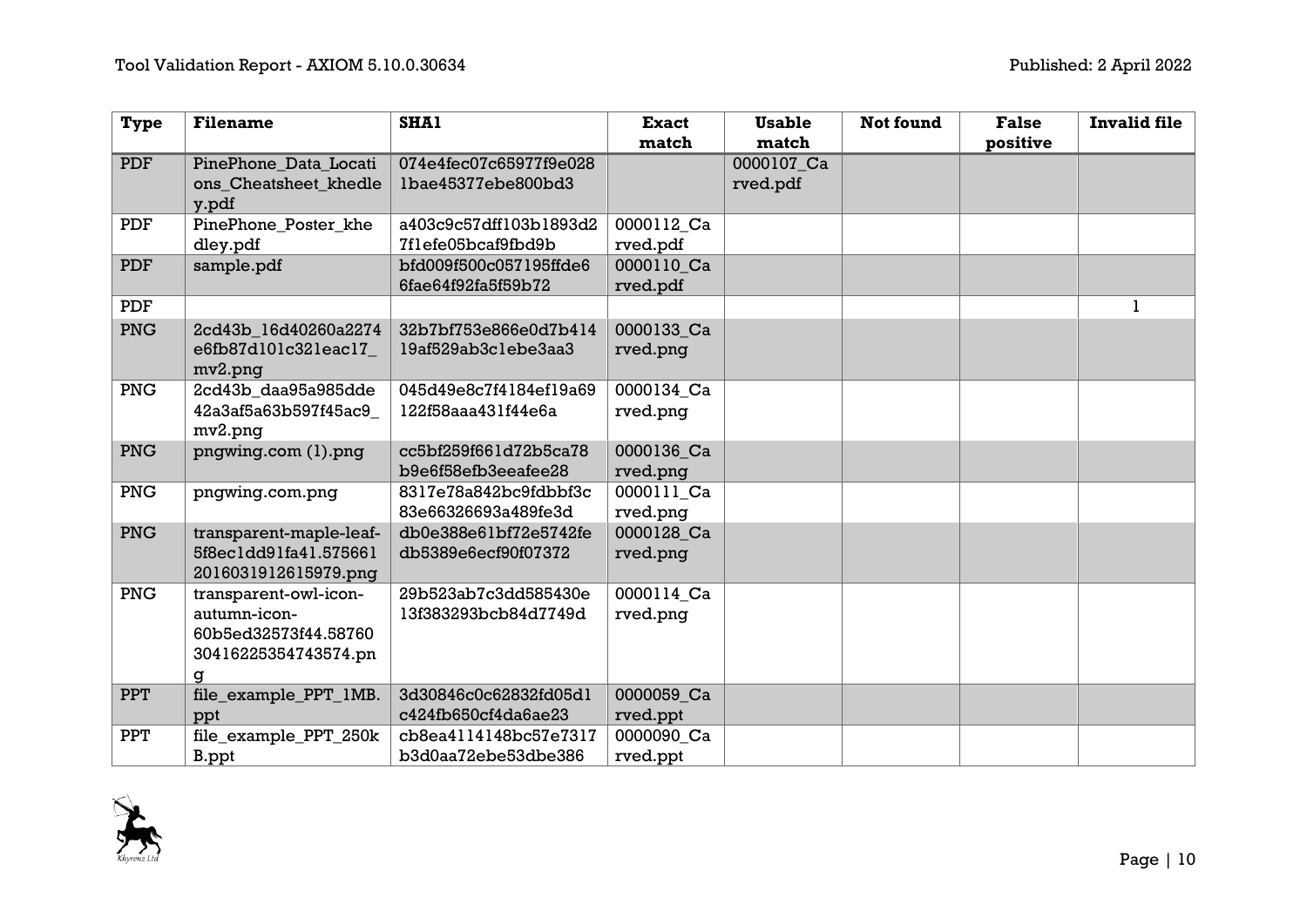| Type | Filename | SHA1 | Exact match | Usable match | Not found | False positive | Invalid file |
|---|---|---|---|---|---|---|---|
| PDF | PinePhone_Data_Locations_Cheatsheet_khedley.pdf | 074e4fec07c65977f9e0281bae45377ebe800bd3 | | 0000107_Carved.pdf | | | |
| PDF | PinePhone_Poster_khedley.pdf | a403c9c57dff103b1893d27f1efe05bcaf9fbd9b | 0000112_Carved.pdf | | | | |
| PDF | sample.pdf | bfd009f500c057195ffde66fae64f92fa5f59b72 | 0000110_Carved.pdf | | | | |
| PDF | | | | | | | 1 |
| PNG | 2cd43b_16d40260a2274e6fb87d101c321eac17_mv2.png | 32b7bf753e866e0d7b41419af529ab3c1ebe3aa3 | 0000133_Carved.png | | | | |
| PNG | 2cd43b_daa95a985dde42a3af5a63b597f45ac9_mv2.png | 045d49e8c7f4184ef19a69122f58aaa431f44e6a | 0000134_Carved.png | | | | |
| PNG | pngwing.com (1).png | cc5bf259f661d72b5ca78b9e6f58efb3eeafee28 | 0000136_Carved.png | | | | |
| PNG | pngwing.com.png | 8317e78a842bc9fdbbf3c83e66326693a489fe3d | 0000111_Carved.png | | | | |
| PNG | transparent-maple-leaf-5f8ec1dd91fa41.5756612016031912615979.png | db0e388e61bf72e5742fedb5389e6ecf90f07372 | 0000128_Carved.png | | | | |
| PNG | transparent-owl-icon-autumn-icon-60b5ed32573f44.5876030416225354743574.png | 29b523ab7c3dd585430e13f383293bcb84d7749d | 0000114_Carved.png | | | | |
| PPT | file_example_PPT_1MB.ppt | 3d30846c0c62832fd05d1c424fb650cf4da6ae23 | 0000059_Carved.ppt | | | | |
| PPT | file_example_PPT_250kB.ppt | cb8ea4114148bc57e7317b3d0aa72ebe53dbe386 | 0000090_Carved.ppt | | | | |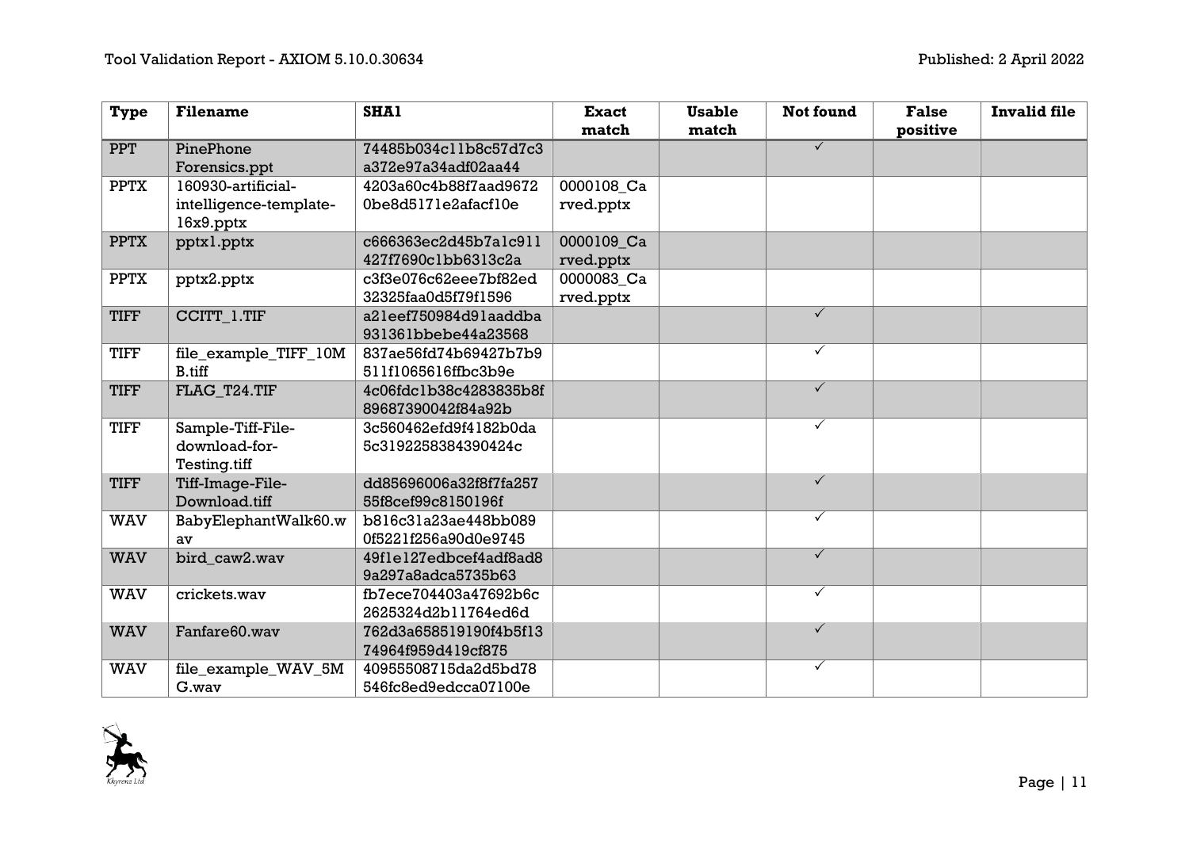| Type | Filename | SHA1 | Exact match | Usable match | Not found | False positive | Invalid file |
|---|---|---|---|---|---|---|---|
| PPT | PinePhone Forensics.ppt | 74485b034c11b8c57d7c3a372e97a34adf02aa44 | | | ✓ | | |
| PPTX | 160930-artificial-intelligence-template-16x9.pptx | 4203a60c4b88f7aad96720be8d5171e2afacf10e | 0000108_Carved.pptx | | | | |
| PPTX | pptx1.pptx | c666363ec2d45b7a1c911427f7690c1bb6313c2a | 0000109_Carved.pptx | | | | |
| PPTX | pptx2.pptx | c3f3e076c62eee7bf82ed32325faa0d5f79f1596 | 0000083_Carved.pptx | | | | |
| TIFF | CCITT_1.TIF | a21eef750984d91aaddba931361bbebe44a23568 | | | ✓ | | |
| TIFF | file_example_TIFF_10MB.tiff | 837ae56fd74b69427b7b9511f1065616ffbc3b9e | | | ✓ | | |
| TIFF | FLAG_T24.TIF | 4c06fdc1b38c4283835b8f89687390042f84a92b | | | ✓ | | |
| TIFF | Sample-Tiff-File-download-for-Testing.tiff | 3c560462efd9f4182b0da5c3192258384390424c | | | ✓ | | |
| TIFF | Tiff-Image-File-Download.tiff | dd85696006a32f8f7fa25755f8cef99c8150196f | | | ✓ | | |
| WAV | BabyElephantWalk60.wav | b816c31a23ae448bb0890f5221f256a90d0e9745 | | | ✓ | | |
| WAV | bird_caw2.wav | 49f1e127edbcef4adf8ad89a297a8adca5735b63 | | | ✓ | | |
| WAV | crickets.wav | fb7ece704403a47692b6c2625324d2b11764ed6d | | | ✓ | | |
| WAV | Fanfare60.wav | 762d3a658519190f4b5f1374964f959d419cf875 | | | ✓ | | |
| WAV | file_example_WAV_5MG.wav | 40955508715da2d5bd78546fc8ed9edcca07100e | | | ✓ | | |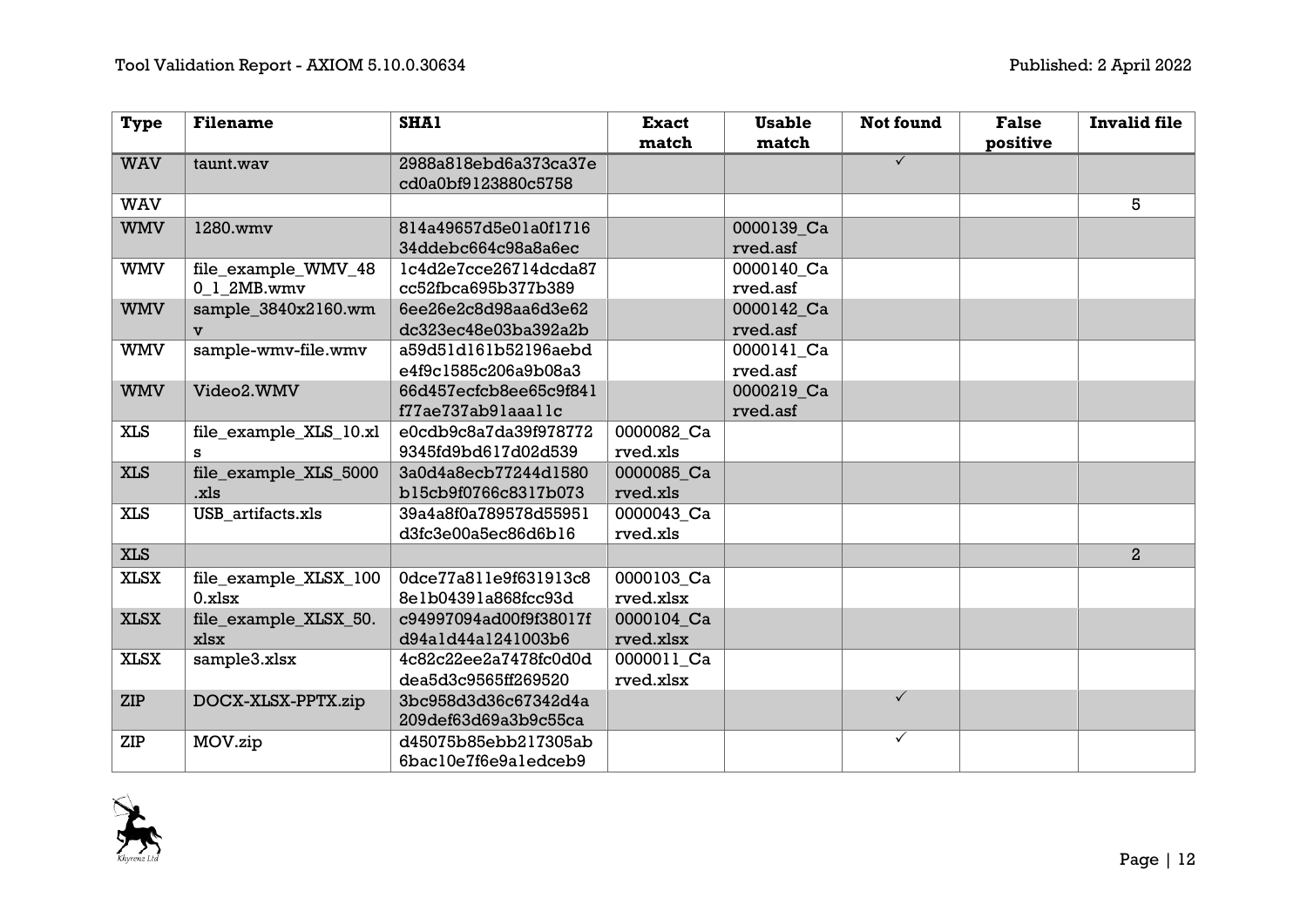| Type | Filename | SHA1 | Exact match | Usable match | Not found | False positive | Invalid file |
|---|---|---|---|---|---|---|---|
| WAV | taunt.wav | 2988a818ebd6a373ca37ecd0a0bf9123880c5758 | | | ✓ | | |
| WAV | | | | | | | 5 |
| WMV | 1280.wmv | 814a49657d5e01a0f171634ddebc664c98a8a6ec | | 0000139_Carved.asf | | | |
| WMV | file_example_WMV_480_1_2MB.wmv | 1c4d2e7cce26714dcda87cc52fbca695b377b389 | | 0000140_Carved.asf | | | |
| WMV | sample_3840x2160.wmv | 6ee26e2c8d98aa6d3e62dc323ec48e03ba392a2b | | 0000142_Carved.asf | | | |
| WMV | sample-wmv-file.wmv | a59d51d161b52196aebde4f9c1585c206a9b08a3 | | 0000141_Carved.asf | | | |
| WMV | Video2.WMV | 66d457ecfcb8ee65c9f841f77ae737ab91aaa11c | | 0000219_Carved.asf | | | |
| XLS | file_example_XLS_10.xls | e0cdb9c8a7da39f9787729345fd9bd617d02d539 | 0000082_Carved.xls | | | | |
| XLS | file_example_XLS_5000.xls | 3a0d4a8ecb77244d1580b15cb9f0766c8317b073 | 0000085_Carved.xls | | | | |
| XLS | USB_artifacts.xls | 39a4a8f0a789578d55951d3fc3e00a5ec86d6b16 | 0000043_Carved.xls | | | | |
| XLS | | | | | | | 2 |
| XLSX | file_example_XLSX_1000.xlsx | 0dce77a811e9f631913c88e1b04391a868fcc93d | 0000103_Carved.xlsx | | | | |
| XLSX | file_example_XLSX_50.xlsx | c94997094ad00f9f38017fd94a1d44a1241003b6 | 0000104_Carved.xlsx | | | | |
| XLSX | sample3.xlsx | 4c82c22ee2a7478fc0d0ddea5d3c9565ff269520 | 0000011_Carved.xlsx | | | | |
| ZIP | DOCX-XLSX-PPTX.zip | 3bc958d3d36c67342d4a209def63d69a3b9c55ca | | | ✓ | | |
| ZIP | MOV.zip | d45075b85ebb217305ab6bac10e7f6e9a1edceb9 | | | ✓ | | |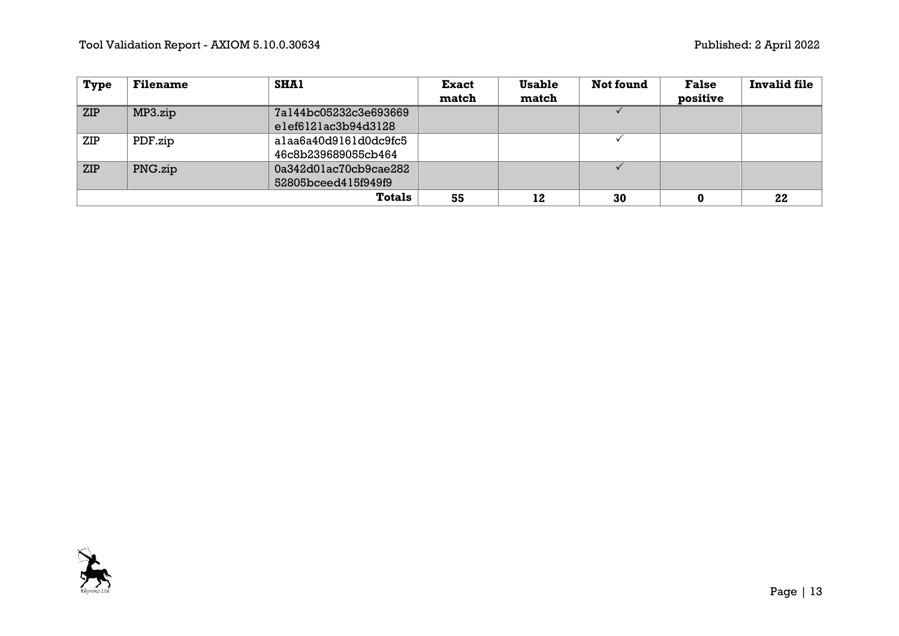| Type | Filename | SHA1 | Exact match | Usable match | Not found | False positive | Invalid file |
|---|---|---|---|---|---|---|---|
| ZIP | MP3.zip | 7a144bc05232c3e693669e1ef6121ac3b94d3128 | | | ✓ | | |
| ZIP | PDF.zip | a1aa6a40d9161d0dc9fc546c8b239689055cb464 | | | ✓ | | |
| ZIP | PNG.zip | 0a342d01ac70cb9cae28252805bceed415f949f9 | | | ✓ | | |
| | | **Totals** | **55** | **12** | **30** | **0** | **22** |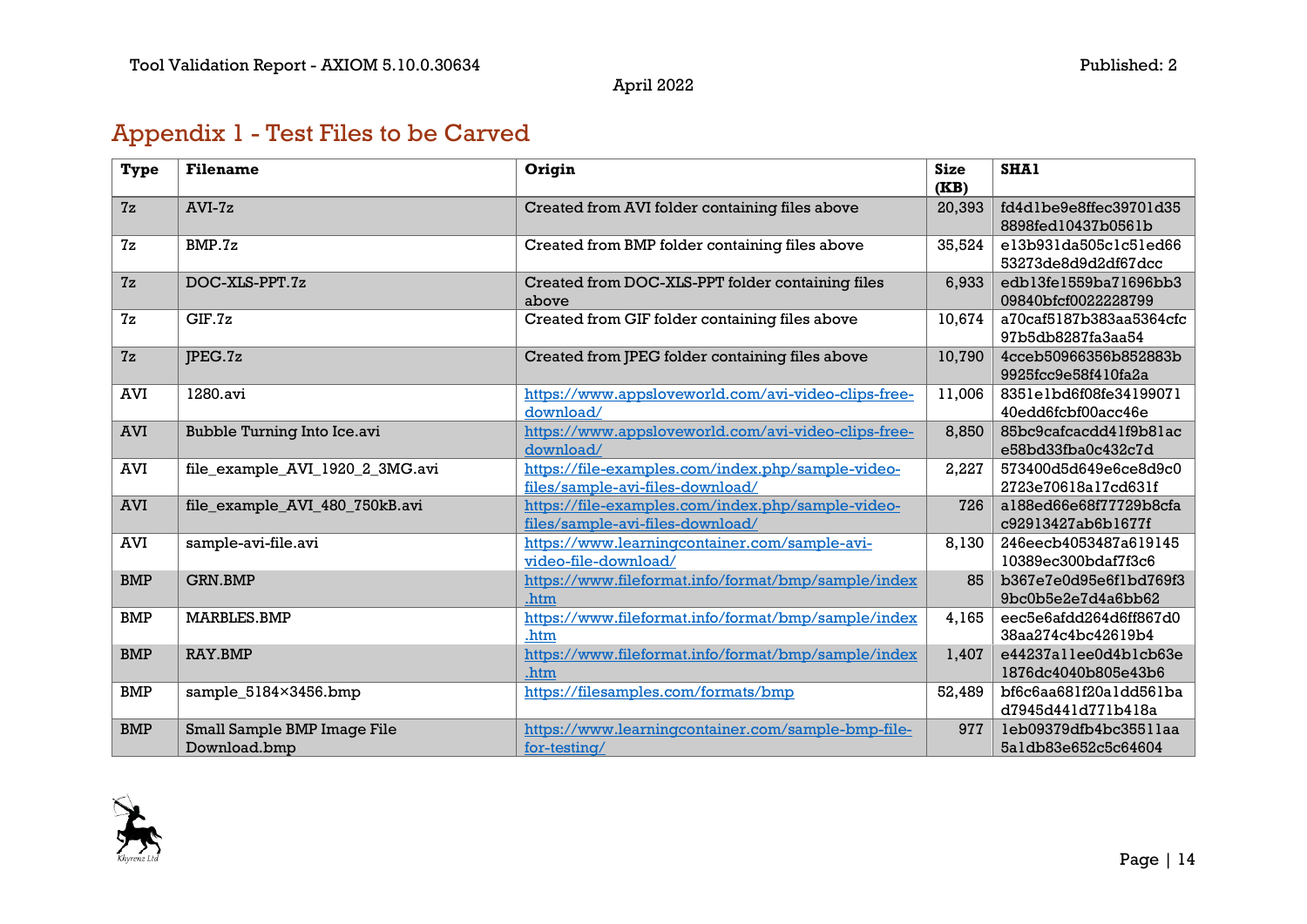## Appendix 1 - Test Files to be Carved

| Type | Filename | Origin | Size (KB) | SHA1 |
|---|---|---|---|---|
| 7z | AVI-7z | Created from AVI folder containing files above | 20,393 | fd4d1be9e8ffec39701d358898fed10437b0561b |
| 7z | BMP.7z | Created from BMP folder containing files above | 35,524 | e13b931da505c1c51ed6653273de8d9d2df67dcc |
| 7z | DOC-XLS-PPT.7z | Created from DOC-XLS-PPT folder containing files above | 6,933 | edb13fe1559ba71696bb309840bfcf0022228799 |
| 7z | GIF.7z | Created from GIF folder containing files above | 10,674 | a70caf5187b383aa5364cfc97b5db8287fa3aa54 |
| 7z | JPEG.7z | Created from JPEG folder containing files above | 10,790 | 4cceb50966356b852883b9925fcc9e58f410fa2a |
| AVI | 1280.avi | https://www.appsloveworld.com/avi-video-clips-free-download/ | 11,006 | 8351e1bd6f08fe3419907140edd6fcbf00acc46e |
| AVI | Bubble Turning Into Ice.avi | https://www.appsloveworld.com/avi-video-clips-free-download/ | 8,850 | 85bc9cafcacdd41f9b81ace58bd33fba0c432c7d |
| AVI | file_example_AVI_1920_2_3MG.avi | https://file-examples.com/index.php/sample-video-files/sample-avi-files-download/ | 2,227 | 573400d5d649e6ce8d9c02723e70618a17cd631f |
| AVI | file_example_AVI_480_750kB.avi | https://file-examples.com/index.php/sample-video-files/sample-avi-files-download/ | 726 | a188ed66e68f77729b8cfac92913427ab6b1677f |
| AVI | sample-avi-file.avi | https://www.learningcontainer.com/sample-avi-video-file-download/ | 8,130 | 246eecb4053487a61914510389ec300bdaf7f3c6 |
| BMP | GRN.BMP | https://www.fileformat.info/format/bmp/sample/index.htm | 85 | b367e7e0d95e6f1bd769f39bc0b5e2e7d4a6bb62 |
| BMP | MARBLES.BMP | https://www.fileformat.info/format/bmp/sample/index.htm | 4,165 | eec5e6afdd264d6ff867d038aa274c4bc42619b4 |
| BMP | RAY.BMP | https://www.fileformat.info/format/bmp/sample/index.htm | 1,407 | e44237a11ee0d4b1cb63e1876dc4040b805e43b6 |
| BMP | sample_5184×3456.bmp | https://filesamples.com/formats/bmp | 52,489 | bf6c6aa681f20a1dd561bad7945d441d771b418a |
| BMP | Small Sample BMP Image File Download.bmp | https://www.learningcontainer.com/sample-bmp-file-for-testing/ | 977 | 1eb09379dfb4bc35511aa5a1db83e652c5c64604 |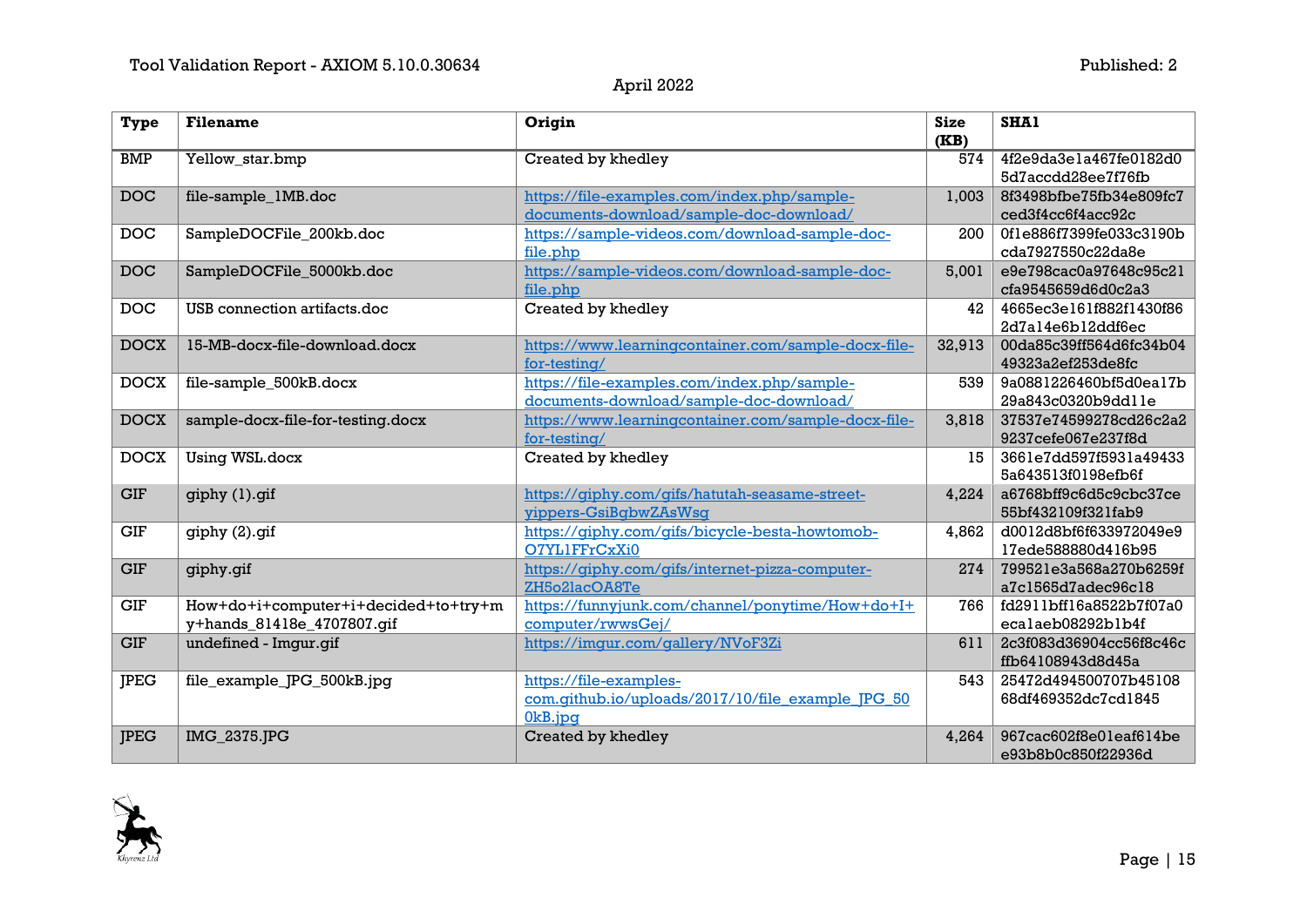| Type | Filename | Origin | Size (KB) | SHA1 |
|---|---|---|---|---|
| BMP | Yellow_star.bmp | Created by khedley | 574 | 4f2e9da3e1a467fe0182d05d7accdd28ee7f76fb |
| DOC | file-sample_1MB.doc | https://file-examples.com/index.php/sample-documents-download/sample-doc-download/ | 1,003 | 8f3498bfbe75fb34e809fc7ced3f4cc6f4acc92c |
| DOC | SampleDOCFile_200kb.doc | https://sample-videos.com/download-sample-doc-file.php | 200 | 0f1e886f7399fe033c3190bcda7927550c22da8e |
| DOC | SampleDOCFile_5000kb.doc | https://sample-videos.com/download-sample-doc-file.php | 5,001 | e9e798cac0a97648c95c21cfa9545659d6d0c2a3 |
| DOC | USB connection artifacts.doc | Created by khedley | 42 | 4665ec3e161f882f1430f862d7a14e6b12ddf6ec |
| DOCX | 15-MB-docx-file-download.docx | https://www.learningcontainer.com/sample-docx-file-for-testing/ | 32,913 | 00da85c39ff564d6fc34b0449323a2ef253de8fc |
| DOCX | file-sample_500kB.docx | https://file-examples.com/index.php/sample-documents-download/sample-doc-download/ | 539 | 9a0881226460bf5d0ea17b29a843c0320b9dd11e |
| DOCX | sample-docx-file-for-testing.docx | https://www.learningcontainer.com/sample-docx-file-for-testing/ | 3,818 | 37537e74599278cd26c2a29237cefe067e237f8d |
| DOCX | Using WSL.docx | Created by khedley | 15 | 3661e7dd597f5931a494335a643513f0198efb6f |
| GIF | giphy (1).gif | https://giphy.com/gifs/hatutah-seasame-street-yippers-GsiBgbwZAsWsg | 4,224 | a6768bff9c6d5c9cbc37ce55bf432109f321fab9 |
| GIF | giphy (2).gif | https://giphy.com/gifs/bicycle-besta-howtomob-O7YL1FFrCxXi0 | 4,862 | d0012d8bf6f633972049e917ede588880d416b95 |
| GIF | giphy.gif | https://giphy.com/gifs/internet-pizza-computer-ZH5o2lacOA8Te | 274 | 799521e3a568a270b6259fa7c1565d7adec96c18 |
| GIF | How+do+i+computer+i+decided+to+try+my+hands_81418e_4707807.gif | https://funnyjunk.com/channel/ponytime/How+do+I+computer/rwwsGej/ | 766 | fd2911bff16a8522b7f07a0eca1aeb08292b1b4f |
| GIF | undefined - Imgur.gif | https://imgur.com/gallery/NVoF3Zi | 611 | 2c3f083d36904cc56f8c46cffb64108943d8d45a |
| JPEG | file_example_JPG_500kB.jpg | https://file-examples-com.github.io/uploads/2017/10/file_example_JPG_500kB.jpg | 543 | 25472d494500707b4510868df469352dc7cd1845 |
| JPEG | IMG_2375.JPG | Created by khedley | 4,264 | 967cac602f8e01eaf614bee93b8b0c850f22936d |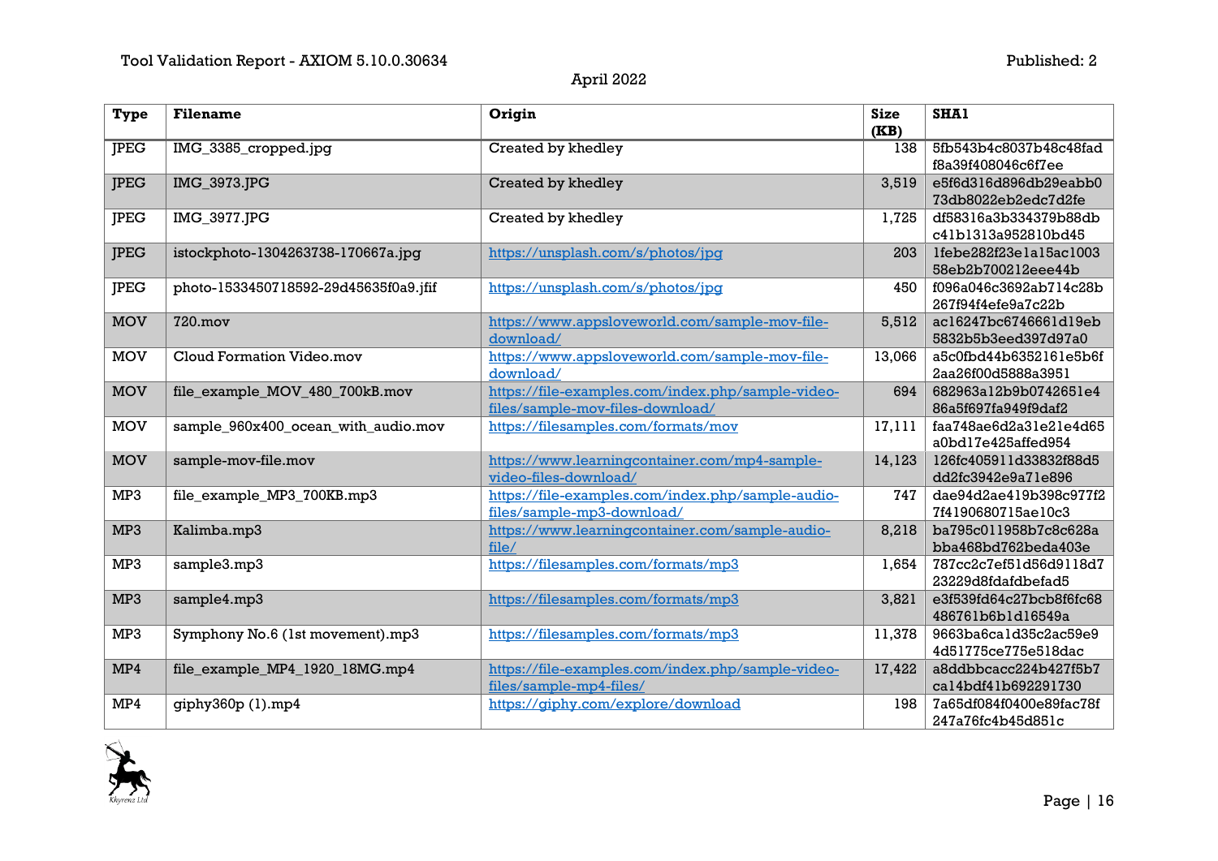| Type | Filename | Origin | Size (KB) | SHA1 |
|---|---|---|---|---|
| JPEG | IMG_3385_cropped.jpg | Created by khedley | 138 | 5fb543b4c8037b48c48fad f8a39f408046c6f7ee |
| JPEG | IMG_3973.JPG | Created by khedley | 3,519 | e5f6d316d896db29eabb0 73db8022eb2edc7d2fe |
| JPEG | IMG_3977.JPG | Created by khedley | 1,725 | df58316a3b334379b88db c41b1313a952810bd45 |
| JPEG | istockphoto-1304263738-170667a.jpg | https://unsplash.com/s/photos/jpg | 203 | 1febe282f23e1a15ac1003 58eb2b700212eee44b |
| JPEG | photo-1533450718592-29d45635f0a9.jfif | https://unsplash.com/s/photos/jpg | 450 | f096a046c3692ab714c28b 267f94f4efe9a7c22b |
| MOV | 720.mov | https://www.appsloveworld.com/sample-mov-file-download/ | 5,512 | ac16247bc6746661d19eb 5832b5b3eed397d97a0 |
| MOV | Cloud Formation Video.mov | https://www.appsloveworld.com/sample-mov-file-download/ | 13,066 | a5c0fbd44b6352161e5b6f 2aa26f00d5888a3951 |
| MOV | file_example_MOV_480_700kB.mov | https://file-examples.com/index.php/sample-video-files/sample-mov-files-download/ | 694 | 682963a12b9b0742651e4 86a5f697fa949f9daf2 |
| MOV | sample_960x400_ocean_with_audio.mov | https://filesamples.com/formats/mov | 17,111 | faa748ae6d2a31e21e4d65 a0bd17e425affed954 |
| MOV | sample-mov-file.mov | https://www.learningcontainer.com/mp4-sample-video-files-download/ | 14,123 | 126fc405911d33832f88d5 dd2fc3942e9a71e896 |
| MP3 | file_example_MP3_700KB.mp3 | https://file-examples.com/index.php/sample-audio-files/sample-mp3-download/ | 747 | dae94d2ae419b398c977f2 7f4190680715ae10c3 |
| MP3 | Kalimba.mp3 | https://www.learningcontainer.com/sample-audio-file/ | 8,218 | ba795c011958b7c8c628a bba468bd762beda403e |
| MP3 | sample3.mp3 | https://filesamples.com/formats/mp3 | 1,654 | 787cc2c7ef51d56d9118d7 23229d8fdafdbefad5 |
| MP3 | sample4.mp3 | https://filesamples.com/formats/mp3 | 3,821 | e3f539fd64c27bcb8f6fc68 486761b6b1d16549a |
| MP3 | Symphony No.6 (1st movement).mp3 | https://filesamples.com/formats/mp3 | 11,378 | 9663ba6ca1d35c2ac59e9 4d51775ce775e518dac |
| MP4 | file_example_MP4_1920_18MG.mp4 | https://file-examples.com/index.php/sample-video-files/sample-mp4-files/ | 17,422 | a8ddbbcacc224b427f5b7 ca14bdf41b692291730 |
| MP4 | giphy360p (1).mp4 | https://giphy.com/explore/download | 198 | 7a65df084f0400e89fac78f 247a76fc4b45d851c |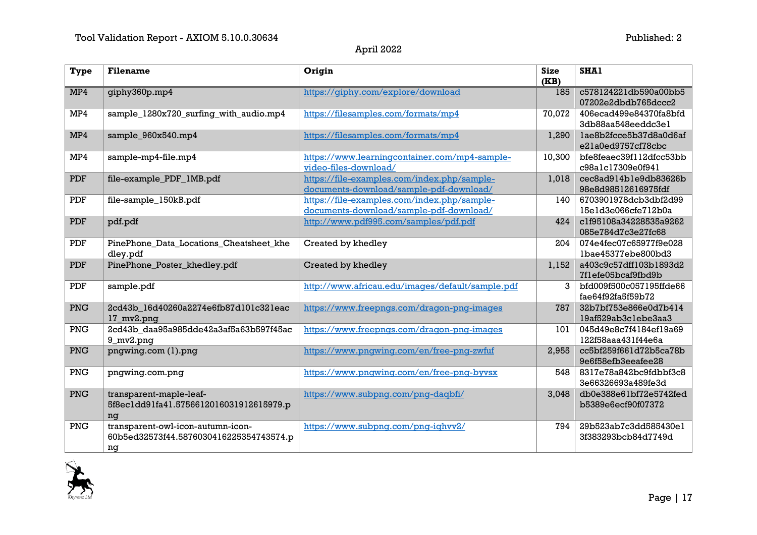| Type | Filename | Origin | Size (KB) | SHA1 |
|---|---|---|---|---|
| MP4 | giphy360p.mp4 | https://giphy.com/explore/download | 185 | c578124221db590a00bb507202e2dbdb765dccc2 |
| MP4 | sample_1280x720_surfing_with_audio.mp4 | https://filesamples.com/formats/mp4 | 70,072 | 406ecad499e84370fa8bfd3db88aa548eeddc3e1 |
| MP4 | sample_960x540.mp4 | https://filesamples.com/formats/mp4 | 1,290 | 1ae8b2fcce5b37d8a0d6afe21a0ed9757cf78cbc |
| MP4 | sample-mp4-file.mp4 | https://www.learningcontainer.com/mp4-sample-video-files-download/ | 10,300 | bfe8feaec39f112dfcc53bbc98a1c17309e0f941 |
| PDF | file-example_PDF_1MB.pdf | https://file-examples.com/index.php/sample-documents-download/sample-pdf-download/ | 1,018 | cec8ad914b1e9db83626b98e8d98512616975fdf |
| PDF | file-sample_150kB.pdf | https://file-examples.com/index.php/sample-documents-download/sample-pdf-download/ | 140 | 6703901978dcb3dbf2d9915e1d3e066cfe712b0a |
| PDF | pdf.pdf | http://www.pdf995.com/samples/pdf.pdf | 424 | c1f95108a34228535a9262085e784d7c3e27fc68 |
| PDF | PinePhone_Data_Locations_Cheatsheet_khedley.pdf | Created by khedley | 204 | 074e4fec07c65977f9e0281bae45377ebe800bd3 |
| PDF | PinePhone_Poster_khedley.pdf | Created by khedley | 1,152 | a403c9c57dff103b1893d27f1efe05bcaf9fbd9b |
| PDF | sample.pdf | http://www.africau.edu/images/default/sample.pdf | 3 | bfd009f500c057195ffde66fae64f92fa5f59b72 |
| PNG | 2cd43b_16d40260a2274e6fb87d101c321eac17_mv2.png | https://www.freepngs.com/dragon-png-images | 787 | 32b7bf753e866e0d7b41419af529ab3c1ebe3aa3 |
| PNG | 2cd43b_daa95a985dde42a3af5a63b597f45ac9_mv2.png | https://www.freepngs.com/dragon-png-images | 101 | 045d49e8c7f4184ef19a69122f58aaa431f44e6a |
| PNG | pngwing.com (1).png | https://www.pngwing.com/en/free-png-zwfuf | 2,955 | cc5bf259f661d72b5ca78b9e6f58efb3eeafee28 |
| PNG | pngwing.com.png | https://www.pngwing.com/en/free-png-byvsx | 548 | 8317e78a842bc9fdbbf3c83e66326693a489fe3d |
| PNG | transparent-maple-leaf-5f8ec1dd91fa41.5756612016031912615979.png | https://www.subpng.com/png-daqbfi/ | 3,048 | db0e388e61bf72e5742fedb5389e6ecf90f07372 |
| PNG | transparent-owl-icon-autumn-icon-60b5ed32573f44.5876030416225354743574.png | https://www.subpng.com/png-iqhvv2/ | 794 | 29b523ab7c3dd585430e13f383293bcb84d7749d |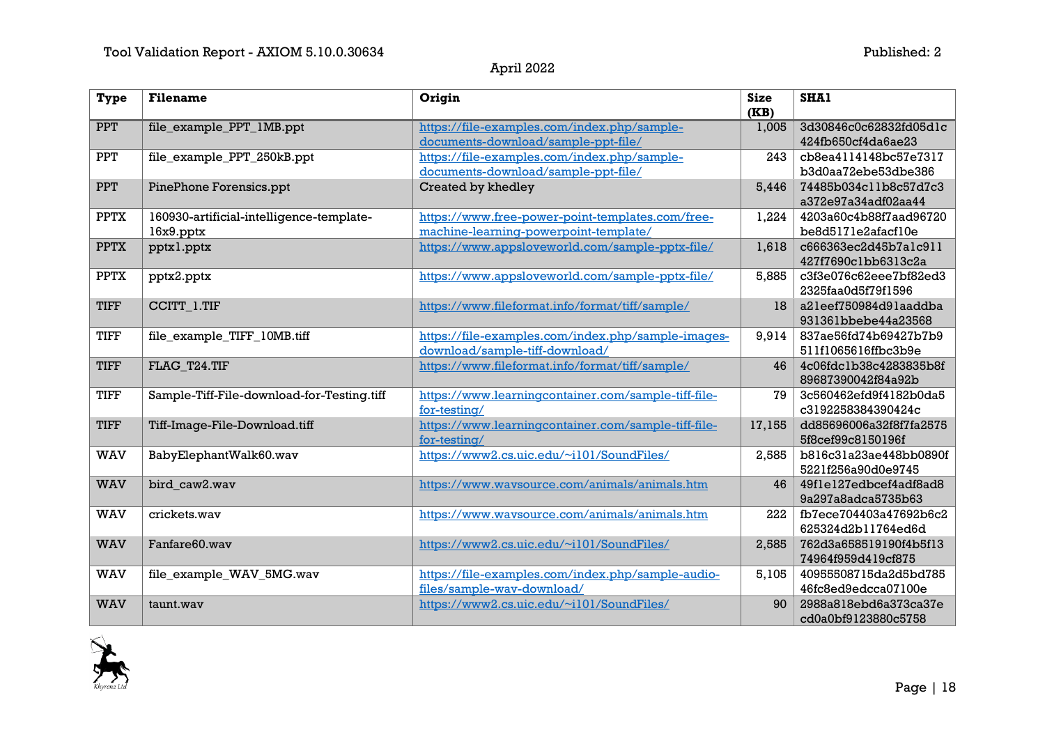| Type | Filename | Origin | Size (KB) | SHA1 |
|---|---|---|---|---|
| PPT | file_example_PPT_1MB.ppt | https://file-examples.com/index.php/sample-documents-download/sample-ppt-file/ | 1,005 | 3d30846c0c62832fd05d1c424fb650cf4da6ae23 |
| PPT | file_example_PPT_250kB.ppt | https://file-examples.com/index.php/sample-documents-download/sample-ppt-file/ | 243 | cb8ea4114148bc57e7317b3d0aa72ebe53dbe386 |
| PPT | PinePhone Forensics.ppt | Created by khedley | 5,446 | 74485b034c11b8c57d7c3a372e97a34adf02aa44 |
| PPTX | 160930-artificial-intelligence-template-16x9.pptx | https://www.free-power-point-templates.com/free-machine-learning-powerpoint-template/ | 1,224 | 4203a60c4b88f7aad96720be8d5171e2afacf10e |
| PPTX | pptx1.pptx | https://www.appsloveworld.com/sample-pptx-file/ | 1,618 | c666363ec2d45b7a1c911427f7690c1bb6313c2a |
| PPTX | pptx2.pptx | https://www.appsloveworld.com/sample-pptx-file/ | 5,885 | c3f3e076c62eee7bf82ed32325faa0d5f79f1596 |
| TIFF | CCITT_1.TIF | https://www.fileformat.info/format/tiff/sample/ | 18 | a21eef750984d91aaddba931361bbebe44a23568 |
| TIFF | file_example_TIFF_10MB.tiff | https://file-examples.com/index.php/sample-images-download/sample-tiff-download/ | 9,914 | 837ae56fd74b69427b7b9511f1065616ffbc3b9e |
| TIFF | FLAG_T24.TIF | https://www.fileformat.info/format/tiff/sample/ | 46 | 4c06fdc1b38c4283835b8f89687390042f84a92b |
| TIFF | Sample-Tiff-File-download-for-Testing.tiff | https://www.learningcontainer.com/sample-tiff-file-for-testing/ | 79 | 3c560462efd9f4182b0da5c3192258384390424c |
| TIFF | Tiff-Image-File-Download.tiff | https://www.learningcontainer.com/sample-tiff-file-for-testing/ | 17,155 | dd85696006a32f8f7fa25755f8cef99c8150196f |
| WAV | BabyElephantWalk60.wav | https://www2.cs.uic.edu/~i101/SoundFiles/ | 2,585 | b816c31a23ae448bb0890f5221f256a90d0e9745 |
| WAV | bird_caw2.wav | https://www.wavsource.com/animals/animals.htm | 46 | 49f1e127edbcef4adf8ad89a297a8adca5735b63 |
| WAV | crickets.wav | https://www.wavsource.com/animals/animals.htm | 222 | fb7ece704403a47692b6c2625324d2b11764ed6d |
| WAV | Fanfare60.wav | https://www2.cs.uic.edu/~i101/SoundFiles/ | 2,585 | 762d3a658519190f4b5f1374964f959d419cf875 |
| WAV | file_example_WAV_5MG.wav | https://file-examples.com/index.php/sample-audio-files/sample-wav-download/ | 5,105 | 40955508715da2d5bd78546fc8ed9edcca07100e |
| WAV | taunt.wav | https://www2.cs.uic.edu/~i101/SoundFiles/ | 90 | 2988a818ebd6a373ca37ecd0a0bf9123880c5758 |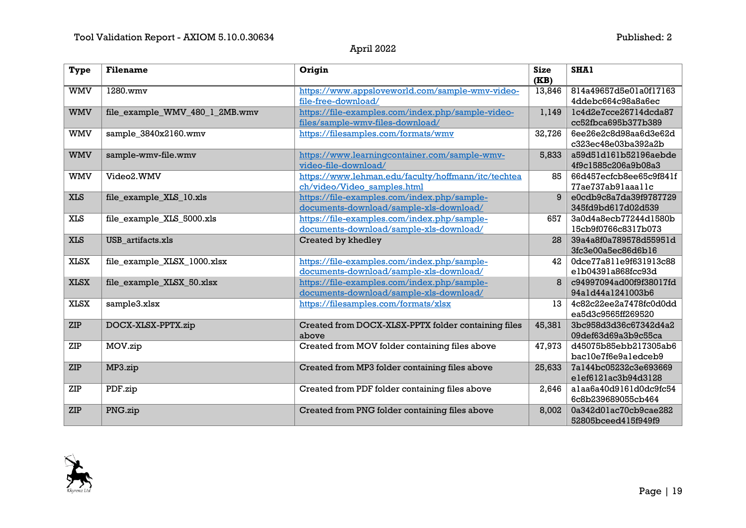| Type | Filename | Origin | Size (KB) | SHA1 |
|---|---|---|---|---|
| WMV | 1280.wmv | https://www.appsloveworld.com/sample-wmv-video-file-free-download/ | 13,846 | 814a49657d5e01a0f17163 4ddebc664c98a8a6ec |
| WMV | file_example_WMV_480_1_2MB.wmv | https://file-examples.com/index.php/sample-video-files/sample-wmv-files-download/ | 1,149 | 1c4d2e7cce26714dcda87 cc52fbca695b377b389 |
| WMV | sample_3840x2160.wmv | https://filesamples.com/formats/wmv | 32,726 | 6ee26e2c8d98aa6d3e62d c323ec48e03ba392a2b |
| WMV | sample-wmv-file.wmv | https://www.learningcontainer.com/sample-wmv-video-file-download/ | 5,833 | a59d51d161b52196aebde 4f9c1585c206a9b08a3 |
| WMV | Video2.WMV | https://www.lehman.edu/faculty/hoffmann/itc/techteach/video/Video_samples.html | 85 | 66d457ecfcb8ee65c9f841f 77ae737ab91aaa11c |
| XLS | file_example_XLS_10.xls | https://file-examples.com/index.php/sample-documents-download/sample-xls-download/ | 9 | e0cdb9c8a7da39f9787729 345fd9bd617d02d539 |
| XLS | file_example_XLS_5000.xls | https://file-examples.com/index.php/sample-documents-download/sample-xls-download/ | 657 | 3a0d4a8ecb77244d1580b 15cb9f0766c8317b073 |
| XLS | USB_artifacts.xls | Created by khedley | 28 | 39a4a8f0a789578d55951d 3fc3e00a5ec86d6b16 |
| XLSX | file_example_XLSX_1000.xlsx | https://file-examples.com/index.php/sample-documents-download/sample-xls-download/ | 42 | 0dce77a811e9f631913c88 e1b04391a868fcc93d |
| XLSX | file_example_XLSX_50.xlsx | https://file-examples.com/index.php/sample-documents-download/sample-xls-download/ | 8 | c94997094ad00f9f38017fd 94a1d44a1241003b6 |
| XLSX | sample3.xlsx | https://filesamples.com/formats/xlsx | 13 | 4c82c22ee2a7478fc0d0dd ea5d3c9565ff269520 |
| ZIP | DOCX-XLSX-PPTX.zip | Created from DOCX-XLSX-PPTX folder containing files above | 45,381 | 3bc958d3d36c67342d4a2 09def63d69a3b9c55ca |
| ZIP | MOV.zip | Created from MOV folder containing files above | 47,973 | d45075b85ebb217305ab6 bac10e7f6e9a1edceb9 |
| ZIP | MP3.zip | Created from MP3 folder containing files above | 25,633 | 7a144bc05232c3e693669 e1ef6121ac3b94d3128 |
| ZIP | PDF.zip | Created from PDF folder containing files above | 2,646 | a1aa6a40d9161d0dc9fc54 6c8b239689055cb464 |
| ZIP | PNG.zip | Created from PNG folder containing files above | 8,002 | 0a342d01ac70cb9cae282 52805bceed415f949f9 |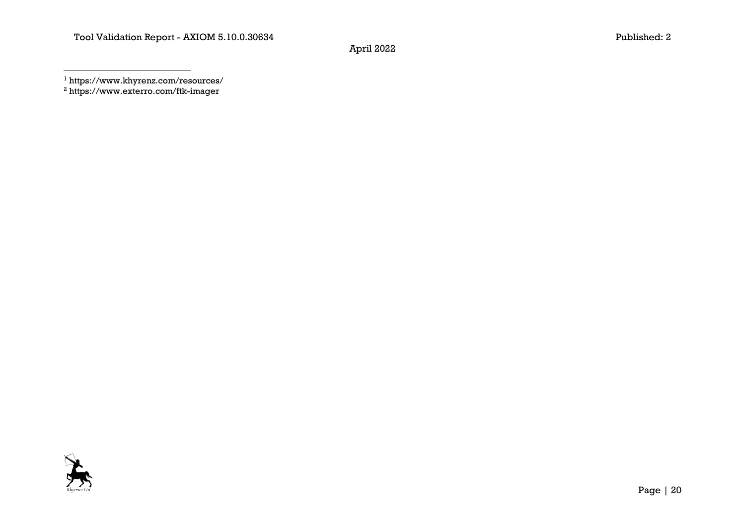[1] https://www.khyrenz.com/resources/

[2] https://www.exterro.com/ftk-imager